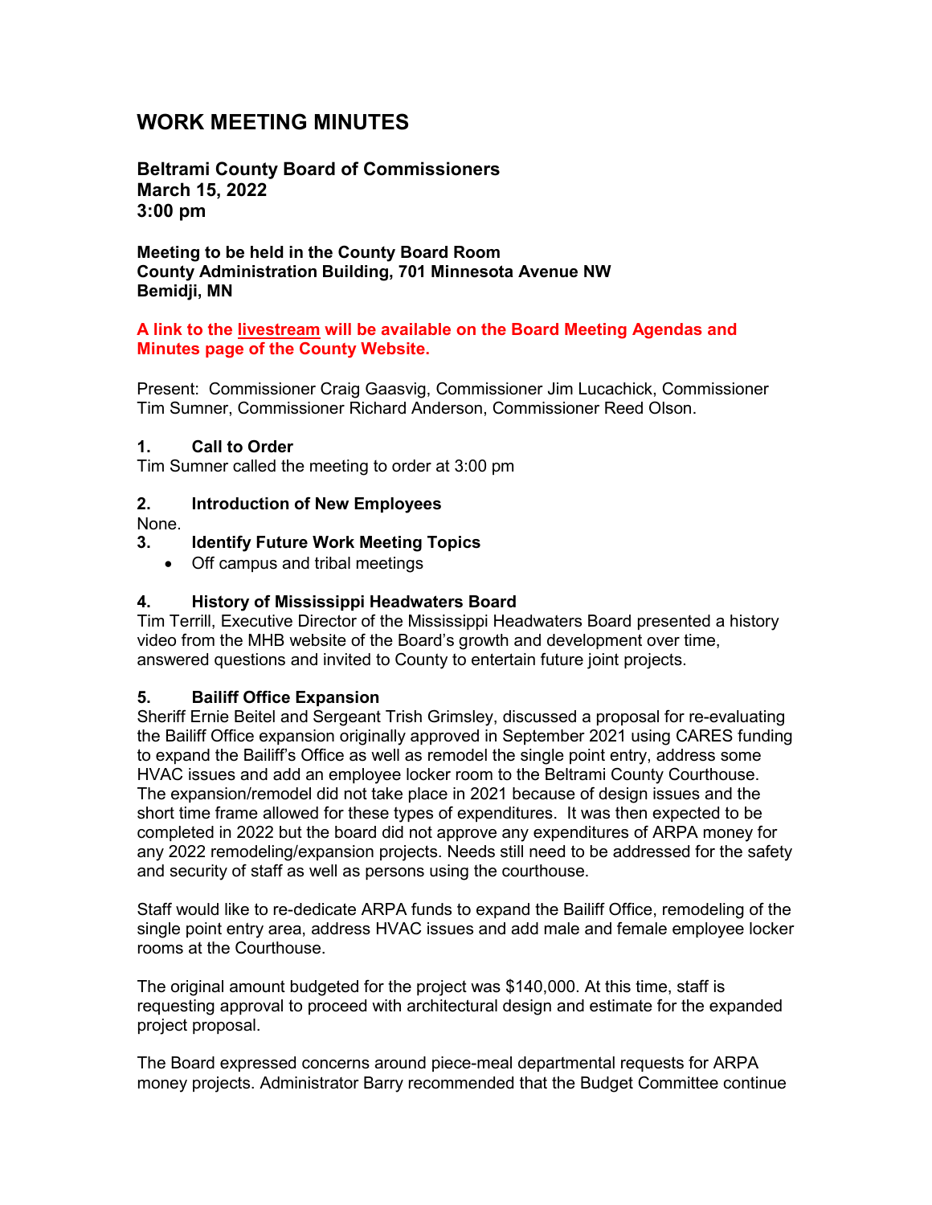# WORK MEETING MINUTES

**Beltrami County Board of Commissioners**
**March 15, 2022**
**3:00 pm**

**Meeting to be held in the County Board Room**
**County Administration Building, 701 Minnesota Avenue NW**
**Bemidji, MN**

**A link to the livestream will be available on the Board Meeting Agendas and Minutes page of the County Website.**

Present: Commissioner Craig Gaasvig, Commissioner Jim Lucachick, Commissioner Tim Sumner, Commissioner Richard Anderson, Commissioner Reed Olson.

### 1. Call to Order

Tim Sumner called the meeting to order at 3:00 pm

### 2. Introduction of New Employees

None.

### 3. Identify Future Work Meeting Topics

- Off campus and tribal meetings

### 4. History of Mississippi Headwaters Board

Tim Terrill, Executive Director of the Mississippi Headwaters Board presented a history video from the MHB website of the Board's growth and development over time, answered questions and invited to County to entertain future joint projects.

### 5. Bailiff Office Expansion

Sheriff Ernie Beitel and Sergeant Trish Grimsley, discussed a proposal for re-evaluating the Bailiff Office expansion originally approved in September 2021 using CARES funding to expand the Bailiff's Office as well as remodel the single point entry, address some HVAC issues and add an employee locker room to the Beltrami County Courthouse. The expansion/remodel did not take place in 2021 because of design issues and the short time frame allowed for these types of expenditures. It was then expected to be completed in 2022 but the board did not approve any expenditures of ARPA money for any 2022 remodeling/expansion projects. Needs still need to be addressed for the safety and security of staff as well as persons using the courthouse.

Staff would like to re-dedicate ARPA funds to expand the Bailiff Office, remodeling of the single point entry area, address HVAC issues and add male and female employee locker rooms at the Courthouse.

The original amount budgeted for the project was $140,000. At this time, staff is requesting approval to proceed with architectural design and estimate for the expanded project proposal.

The Board expressed concerns around piece-meal departmental requests for ARPA money projects. Administrator Barry recommended that the Budget Committee continue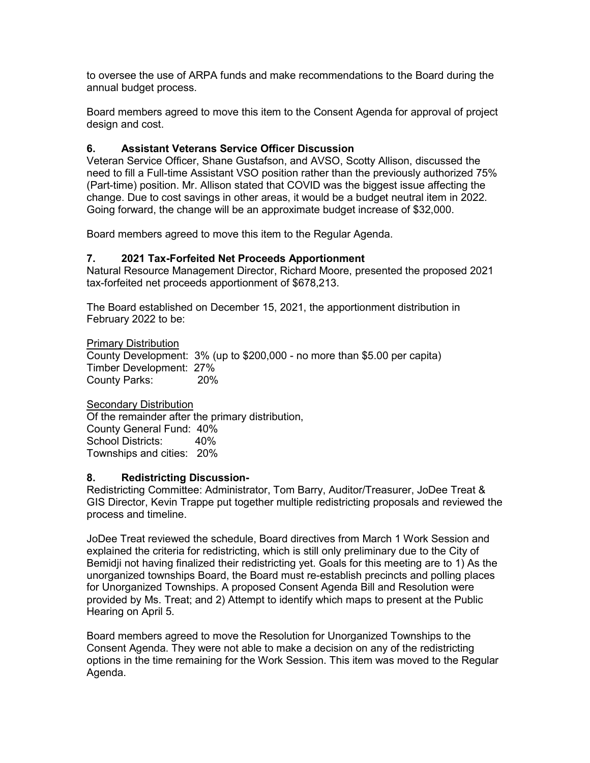to oversee the use of ARPA funds and make recommendations to the Board during the annual budget process.

Board members agreed to move this item to the Consent Agenda for approval of project design and cost.

### 6. Assistant Veterans Service Officer Discussion

Veteran Service Officer, Shane Gustafson, and AVSO, Scotty Allison, discussed the need to fill a Full-time Assistant VSO position rather than the previously authorized 75% (Part-time) position. Mr. Allison stated that COVID was the biggest issue affecting the change. Due to cost savings in other areas, it would be a budget neutral item in 2022. Going forward, the change will be an approximate budget increase of $32,000.

Board members agreed to move this item to the Regular Agenda.

### 7. 2021 Tax-Forfeited Net Proceeds Apportionment

Natural Resource Management Director, Richard Moore, presented the proposed 2021 tax-forfeited net proceeds apportionment of $678,213.

The Board established on December 15, 2021, the apportionment distribution in February 2022 to be:

Primary Distribution
County Development: 3% (up to $200,000 - no more than $5.00 per capita)
Timber Development: 27%
County Parks: 20%

Secondary Distribution
Of the remainder after the primary distribution,
County General Fund: 40%
School Districts: 40%
Townships and cities: 20%

### 8. Redistricting Discussion-

Redistricting Committee: Administrator, Tom Barry, Auditor/Treasurer, JoDee Treat & GIS Director, Kevin Trappe put together multiple redistricting proposals and reviewed the process and timeline.

JoDee Treat reviewed the schedule, Board directives from March 1 Work Session and explained the criteria for redistricting, which is still only preliminary due to the City of Bemidji not having finalized their redistricting yet. Goals for this meeting are to 1) As the unorganized townships Board, the Board must re-establish precincts and polling places for Unorganized Townships. A proposed Consent Agenda Bill and Resolution were provided by Ms. Treat; and 2) Attempt to identify which maps to present at the Public Hearing on April 5.

Board members agreed to move the Resolution for Unorganized Townships to the Consent Agenda. They were not able to make a decision on any of the redistricting options in the time remaining for the Work Session. This item was moved to the Regular Agenda.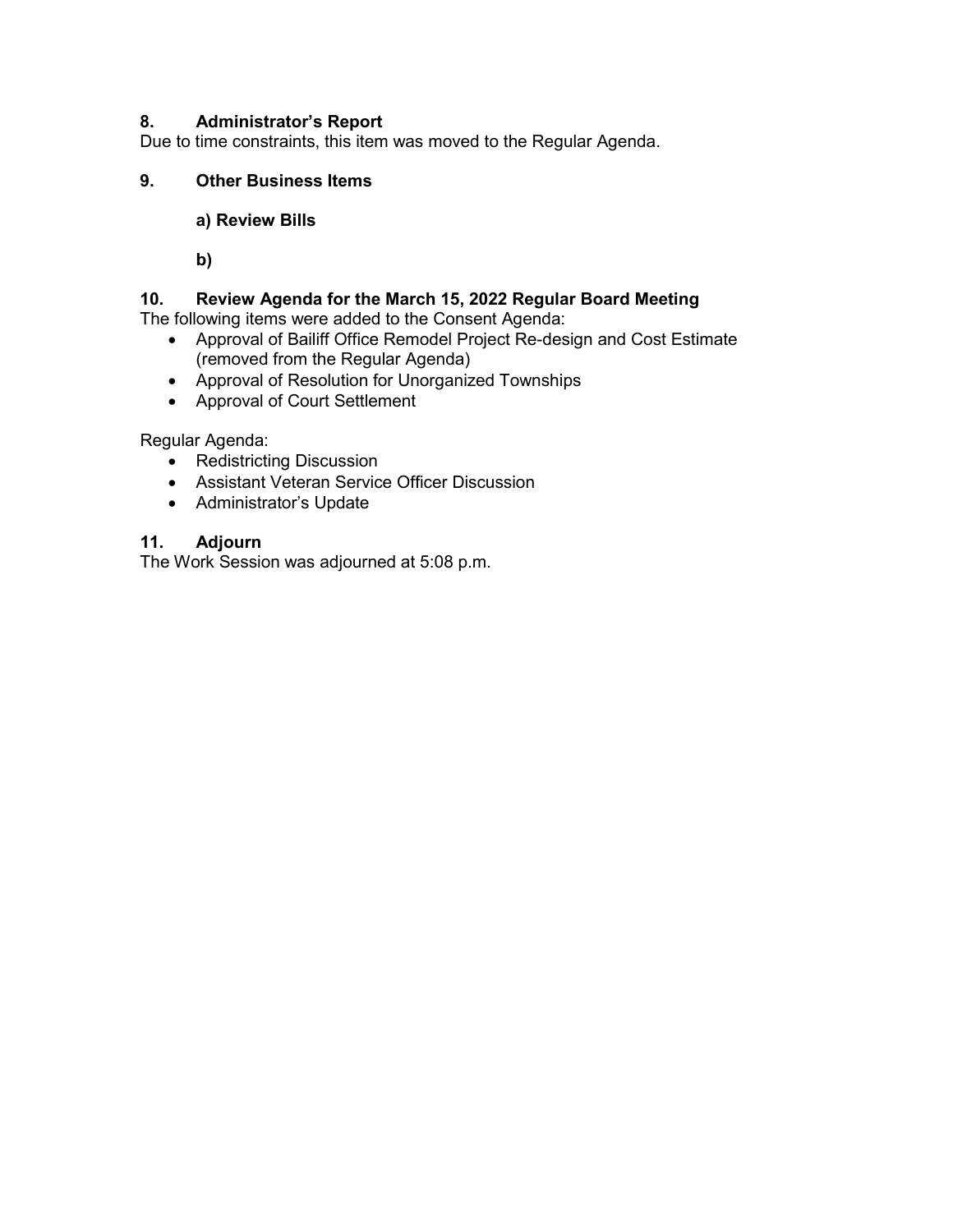**8. Administrator's Report**

Due to time constraints, this item was moved to the Regular Agenda.

**9. Other Business Items**

**a) Review Bills**

**b)**

**10. Review Agenda for the March 15, 2022 Regular Board Meeting**

The following items were added to the Consent Agenda:

- Approval of Bailiff Office Remodel Project Re-design and Cost Estimate (removed from the Regular Agenda)
- Approval of Resolution for Unorganized Townships
- Approval of Court Settlement

Regular Agenda:

- Redistricting Discussion
- Assistant Veteran Service Officer Discussion
- Administrator's Update

**11. Adjourn**

The Work Session was adjourned at 5:08 p.m.